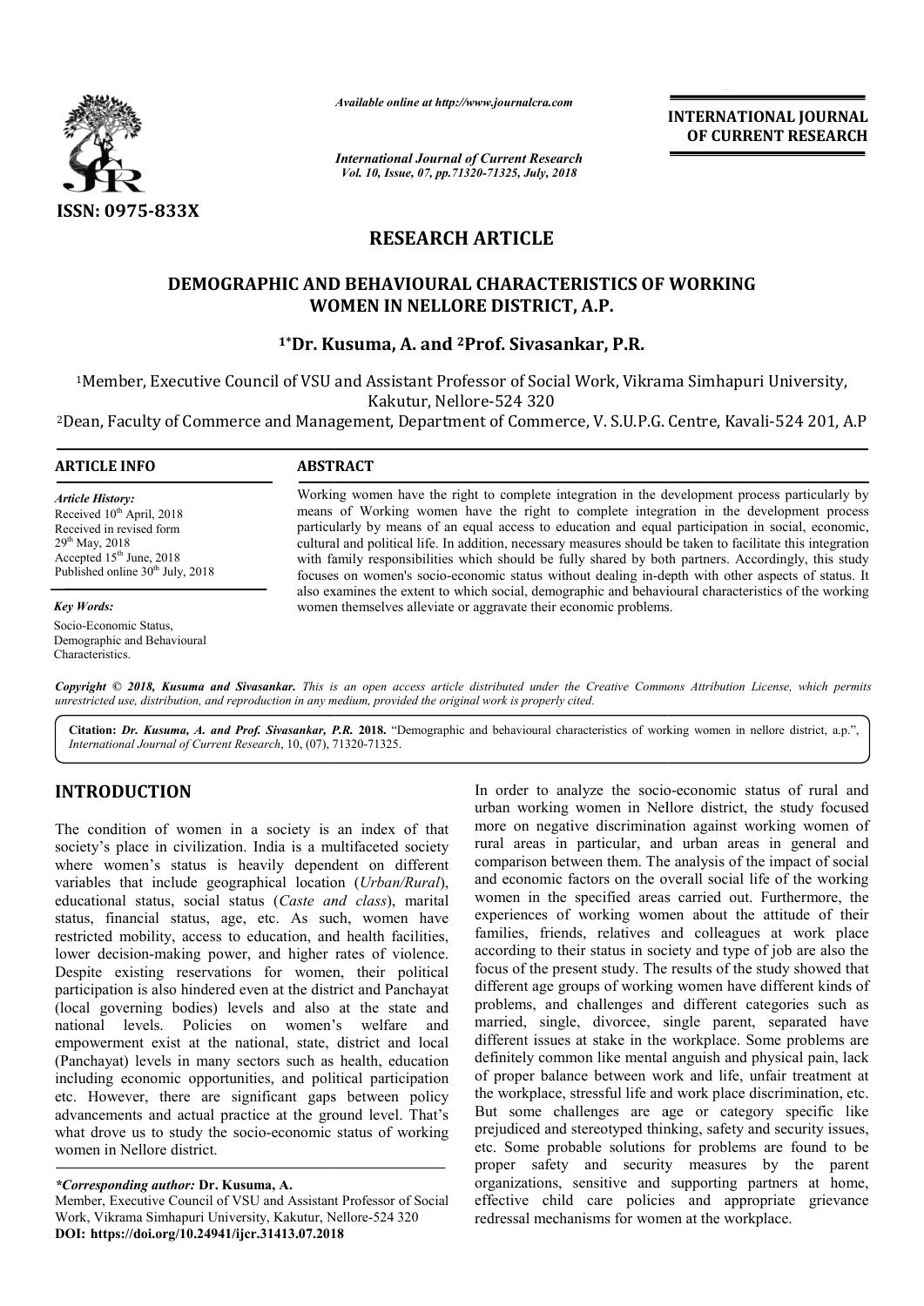ISSN: 0975-833X

*Available online at http://www.journalcra.com*

*International Journal of Current Research*
*Vol. 10, Issue, 07, pp.71320-71325, July, 2018*

**INTERNATIONAL JOURNAL OF CURRENT RESEARCH**

# RESEARCH ARTICLE

## DEMOGRAPHIC AND BEHAVIOURAL CHARACTERISTICS OF WORKING WOMEN IN NELLORE DISTRICT, A.P.

**[1]\*Dr. Kusuma, A. and [2]Prof. Sivasankar, P.R.**

[1]Member, Executive Council of VSU and Assistant Professor of Social Work, Vikrama Simhapuri University, Kakutur, Nellore-524 320

[2]Dean, Faculty of Commerce and Management, Department of Commerce, V. S.U.P.G. Centre, Kavali-524 201, A.P

**ARTICLE INFO**

*Article History:*

Received 10th April, 2018
Received in revised form
29th May, 2018
Accepted 15th June, 2018
Published online 30th July, 2018

*Key Words:*

Socio-Economic Status,
Demographic and Behavioural Characteristics.

**ABSTRACT**

Working women have the right to complete integration in the development process particularly by means of Working women have the right to complete integration in the development process particularly by means of an equal access to education and equal participation in social, economic, cultural and political life. In addition, necessary measures should be taken to facilitate this integration with family responsibilities which should be fully shared by both partners. Accordingly, this study focuses on women's socio-economic status without dealing in-depth with other aspects of status. It also examines the extent to which social, demographic and behavioural characteristics of the working women themselves alleviate or aggravate their economic problems.

***Copyright © 2018, Kusuma and Sivasankar.*** *This is an open access article distributed under the Creative Commons Attribution License, which permits unrestricted use, distribution, and reproduction in any medium, provided the original work is properly cited.*

**Citation:** ***Dr. Kusuma, A. and Prof. Sivasankar, P.R.* 2018.** "Demographic and behavioural characteristics of working women in nellore district, a.p.", *International Journal of Current Research*, 10, (07), 71320-71325.

# INTRODUCTION

The condition of women in a society is an index of that society's place in civilization. India is a multifaceted society where women's status is heavily dependent on different variables that include geographical location (*Urban/Rural*), educational status, social status (*Caste and class*), marital status, financial status, age, etc. As such, women have restricted mobility, access to education, and health facilities, lower decision-making power, and higher rates of violence. Despite existing reservations for women, their political participation is also hindered even at the district and Panchayat (local governing bodies) levels and also at the state and national levels. Policies on women's welfare and empowerment exist at the national, state, district and local (Panchayat) levels in many sectors such as health, education including economic opportunities, and political participation etc. However, there are significant gaps between policy advancements and actual practice at the ground level. That's what drove us to study the socio-economic status of working women in Nellore district.

In order to analyze the socio-economic status of rural and urban working women in Nellore district, the study focused more on negative discrimination against working women of rural areas in particular, and urban areas in general and comparison between them. The analysis of the impact of social and economic factors on the overall social life of the working women in the specified areas carried out. Furthermore, the experiences of working women about the attitude of their families, friends, relatives and colleagues at work place according to their status in society and type of job are also the focus of the present study. The results of the study showed that different age groups of working women have different kinds of problems, and challenges and different categories such as married, single, divorcee, single parent, separated have different issues at stake in the workplace. Some problems are definitely common like mental anguish and physical pain, lack of proper balance between work and life, unfair treatment at the workplace, stressful life and work place discrimination, etc. But some challenges are age or category specific like prejudiced and stereotyped thinking, safety and security issues, etc. Some probable solutions for problems are found to be proper safety and security measures by the parent organizations, sensitive and supporting partners at home, effective child care policies and appropriate grievance redressal mechanisms for women at the workplace.

***\*Corresponding author:*** **Dr. Kusuma, A.**
Member, Executive Council of VSU and Assistant Professor of Social Work, Vikrama Simhapuri University, Kakutur, Nellore-524 320
**DOI: https://doi.org/10.24941/ijcr.31413.07.2018**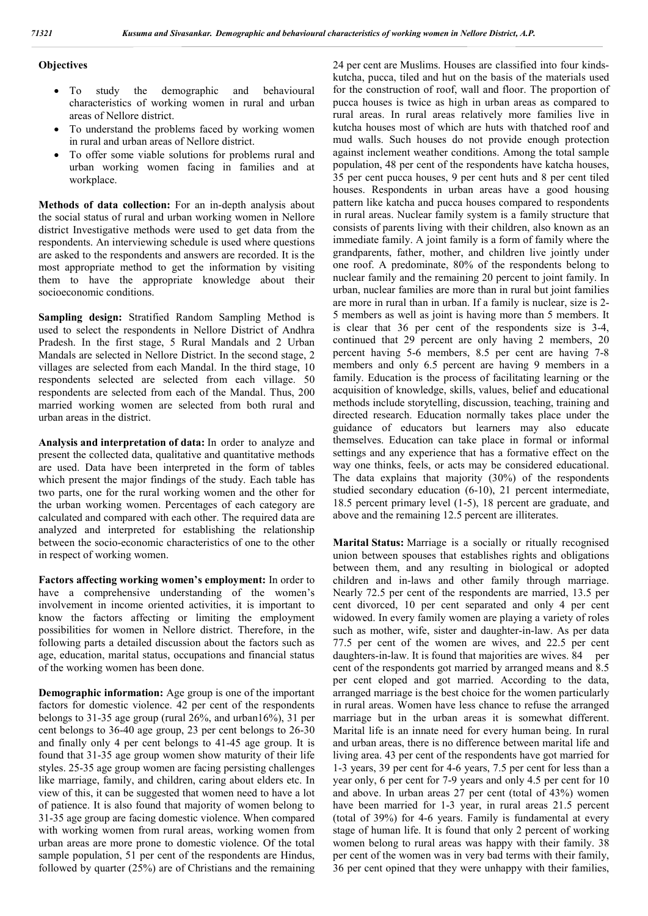**Objectives**

- To study the demographic and behavioural characteristics of working women in rural and urban areas of Nellore district.
- To understand the problems faced by working women in rural and urban areas of Nellore district.
- To offer some viable solutions for problems rural and urban working women facing in families and at workplace.

**Methods of data collection:** For an in-depth analysis about the social status of rural and urban working women in Nellore district Investigative methods were used to get data from the respondents. An interviewing schedule is used where questions are asked to the respondents and answers are recorded. It is the most appropriate method to get the information by visiting them to have the appropriate knowledge about their socioeconomic conditions.

**Sampling design:** Stratified Random Sampling Method is used to select the respondents in Nellore District of Andhra Pradesh. In the first stage, 5 Rural Mandals and 2 Urban Mandals are selected in Nellore District. In the second stage, 2 villages are selected from each Mandal. In the third stage, 10 respondents selected are selected from each village. 50 respondents are selected from each of the Mandal. Thus, 200 married working women are selected from both rural and urban areas in the district.

**Analysis and interpretation of data:** In order to analyze and present the collected data, qualitative and quantitative methods are used. Data have been interpreted in the form of tables which present the major findings of the study. Each table has two parts, one for the rural working women and the other for the urban working women. Percentages of each category are calculated and compared with each other. The required data are analyzed and interpreted for establishing the relationship between the socio-economic characteristics of one to the other in respect of working women.

**Factors affecting working women's employment:** In order to have a comprehensive understanding of the women's involvement in income oriented activities, it is important to know the factors affecting or limiting the employment possibilities for women in Nellore district. Therefore, in the following parts a detailed discussion about the factors such as age, education, marital status, occupations and financial status of the working women has been done.

**Demographic information:** Age group is one of the important factors for domestic violence. 42 per cent of the respondents belongs to 31-35 age group (rural 26%, and urban16%), 31 per cent belongs to 36-40 age group, 23 per cent belongs to 26-30 and finally only 4 per cent belongs to 41-45 age group. It is found that 31-35 age group women show maturity of their life styles. 25-35 age group women are facing persisting challenges like marriage, family, and children, caring about elders etc. In view of this, it can be suggested that women need to have a lot of patience. It is also found that majority of women belong to 31-35 age group are facing domestic violence. When compared with working women from rural areas, working women from urban areas are more prone to domestic violence. Of the total sample population, 51 per cent of the respondents are Hindus, followed by quarter (25%) are of Christians and the remaining 24 per cent are Muslims. Houses are classified into four kinds-kutcha, pucca, tiled and hut on the basis of the materials used for the construction of roof, wall and floor. The proportion of pucca houses is twice as high in urban areas as compared to rural areas. In rural areas relatively more families live in kutcha houses most of which are huts with thatched roof and mud walls. Such houses do not provide enough protection against inclement weather conditions. Among the total sample population, 48 per cent of the respondents have katcha houses, 35 per cent pucca houses, 9 per cent huts and 8 per cent tiled houses. Respondents in urban areas have a good housing pattern like katcha and pucca houses compared to respondents in rural areas. Nuclear family system is a family structure that consists of parents living with their children, also known as an immediate family. A joint family is a form of family where the grandparents, father, mother, and children live jointly under one roof. A predominate, 80% of the respondents belong to nuclear family and the remaining 20 percent to joint family. In urban, nuclear families are more than in rural but joint families are more in rural than in urban. If a family is nuclear, size is 2-5 members as well as joint is having more than 5 members. It is clear that 36 per cent of the respondents size is 3-4, continued that 29 percent are only having 2 members, 20 percent having 5-6 members, 8.5 per cent are having 7-8 members and only 6.5 percent are having 9 members in a family. Education is the process of facilitating learning or the acquisition of knowledge, skills, values, belief and educational methods include storytelling, discussion, teaching, training and directed research. Education normally takes place under the guidance of educators but learners may also educate themselves. Education can take place in formal or informal settings and any experience that has a formative effect on the way one thinks, feels, or acts may be considered educational. The data explains that majority (30%) of the respondents studied secondary education (6-10), 21 percent intermediate, 18.5 percent primary level (1-5), 18 percent are graduate, and above and the remaining 12.5 percent are illiterates.

**Marital Status:** Marriage is a socially or ritually recognised union between spouses that establishes rights and obligations between them, and any resulting in biological or adopted children and in-laws and other family through marriage. Nearly 72.5 per cent of the respondents are married, 13.5 per cent divorced, 10 per cent separated and only 4 per cent widowed. In every family women are playing a variety of roles such as mother, wife, sister and daughter-in-law. As per data 77.5 per cent of the women are wives, and 22.5 per cent daughters-in-law. It is found that majorities are wives. 84 per cent of the respondents got married by arranged means and 8.5 per cent eloped and got married. According to the data, arranged marriage is the best choice for the women particularly in rural areas. Women have less chance to refuse the arranged marriage but in the urban areas it is somewhat different. Marital life is an innate need for every human being. In rural and urban areas, there is no difference between marital life and living area. 43 per cent of the respondents have got married for 1-3 years, 39 per cent for 4-6 years, 7.5 per cent for less than a year only, 6 per cent for 7-9 years and only 4.5 per cent for 10 and above. In urban areas 27 per cent (total of 43%) women have been married for 1-3 year, in rural areas 21.5 percent (total of 39%) for 4-6 years. Family is fundamental at every stage of human life. It is found that only 2 percent of working women belong to rural areas was happy with their family. 38 per cent of the women was in very bad terms with their family, 36 per cent opined that they were unhappy with their families,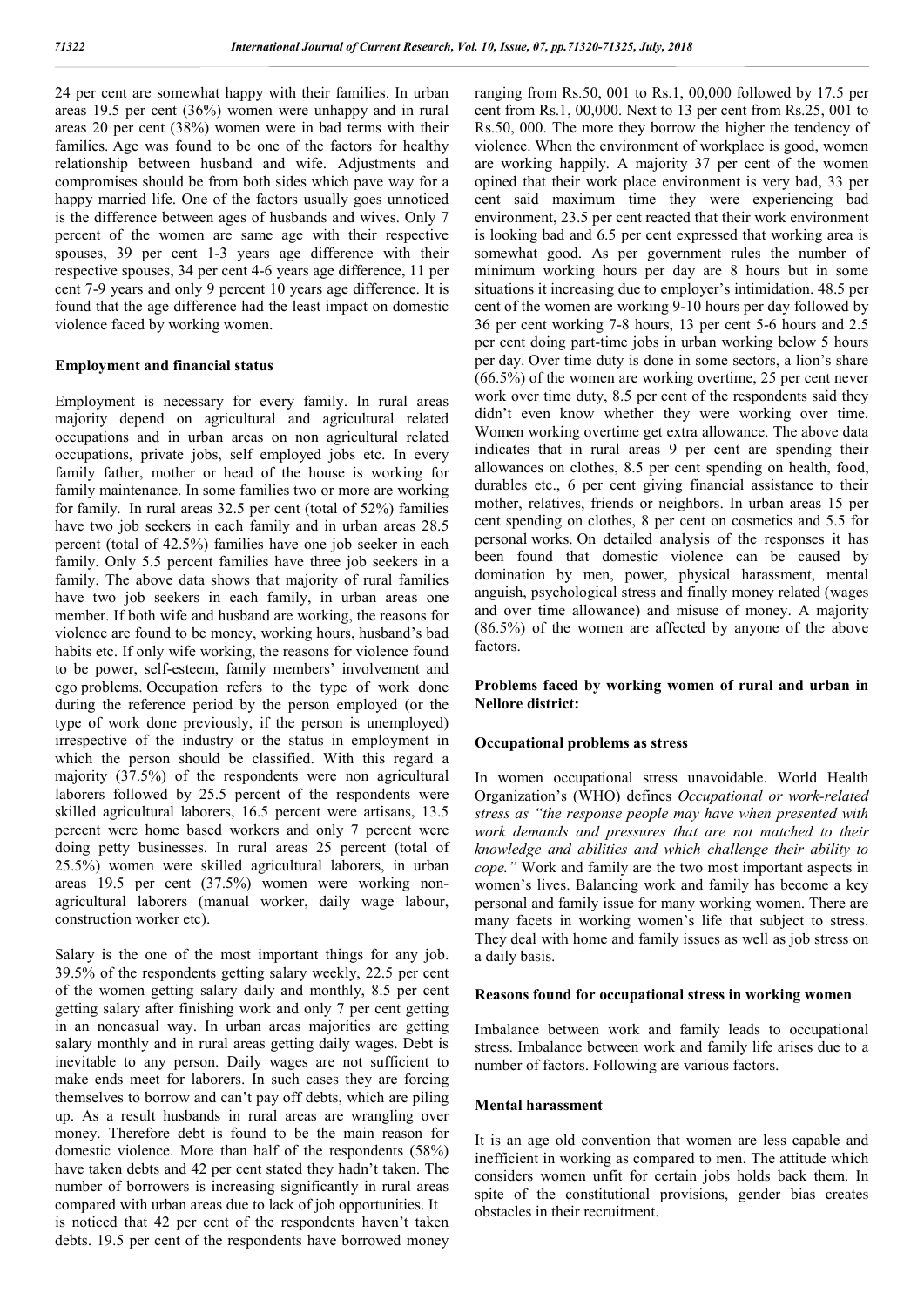24 per cent are somewhat happy with their families. In urban areas 19.5 per cent (36%) women were unhappy and in rural areas 20 per cent (38%) women were in bad terms with their families. Age was found to be one of the factors for healthy relationship between husband and wife. Adjustments and compromises should be from both sides which pave way for a happy married life. One of the factors usually goes unnoticed is the difference between ages of husbands and wives. Only 7 percent of the women are same age with their respective spouses, 39 per cent 1-3 years age difference with their respective spouses, 34 per cent 4-6 years age difference, 11 per cent 7-9 years and only 9 percent 10 years age difference. It is found that the age difference had the least impact on domestic violence faced by working women.

### Employment and financial status

Employment is necessary for every family. In rural areas majority depend on agricultural and agricultural related occupations and in urban areas on non agricultural related occupations, private jobs, self employed jobs etc. In every family father, mother or head of the house is working for family maintenance. In some families two or more are working for family. In rural areas 32.5 per cent (total of 52%) families have two job seekers in each family and in urban areas 28.5 percent (total of 42.5%) families have one job seeker in each family. Only 5.5 percent families have three job seekers in a family. The above data shows that majority of rural families have two job seekers in each family, in urban areas one member. If both wife and husband are working, the reasons for violence are found to be money, working hours, husband's bad habits etc. If only wife working, the reasons for violence found to be power, self-esteem, family members' involvement and ego problems. Occupation refers to the type of work done during the reference period by the person employed (or the type of work done previously, if the person is unemployed) irrespective of the industry or the status in employment in which the person should be classified. With this regard a majority (37.5%) of the respondents were non agricultural laborers followed by 25.5 percent of the respondents were skilled agricultural laborers, 16.5 percent were artisans, 13.5 percent were home based workers and only 7 percent were doing petty businesses. In rural areas 25 percent (total of 25.5%) women were skilled agricultural laborers, in urban areas 19.5 per cent (37.5%) women were working non-agricultural laborers (manual worker, daily wage labour, construction worker etc).

Salary is the one of the most important things for any job. 39.5% of the respondents getting salary weekly, 22.5 per cent of the women getting salary daily and monthly, 8.5 per cent getting salary after finishing work and only 7 per cent getting in an noncasual way. In urban areas majorities are getting salary monthly and in rural areas getting daily wages. Debt is inevitable to any person. Daily wages are not sufficient to make ends meet for laborers. In such cases they are forcing themselves to borrow and can't pay off debts, which are piling up. As a result husbands in rural areas are wrangling over money. Therefore debt is found to be the main reason for domestic violence. More than half of the respondents (58%) have taken debts and 42 per cent stated they hadn't taken. The number of borrowers is increasing significantly in rural areas compared with urban areas due to lack of job opportunities. It is noticed that 42 per cent of the respondents haven't taken debts. 19.5 per cent of the respondents have borrowed money ranging from Rs.50, 001 to Rs.1, 00,000 followed by 17.5 per cent from Rs.1, 00,000. Next to 13 per cent from Rs.25, 001 to Rs.50, 000. The more they borrow the higher the tendency of violence. When the environment of workplace is good, women are working happily. A majority 37 per cent of the women opined that their work place environment is very bad, 33 per cent said maximum time they were experiencing bad environment, 23.5 per cent reacted that their work environment is looking bad and 6.5 per cent expressed that working area is somewhat good. As per government rules the number of minimum working hours per day are 8 hours but in some situations it increasing due to employer's intimidation. 48.5 per cent of the women are working 9-10 hours per day followed by 36 per cent working 7-8 hours, 13 per cent 5-6 hours and 2.5 per cent doing part-time jobs in urban working below 5 hours per day. Over time duty is done in some sectors, a lion's share (66.5%) of the women are working overtime, 25 per cent never work over time duty, 8.5 per cent of the respondents said they didn't even know whether they were working over time. Women working overtime get extra allowance. The above data indicates that in rural areas 9 per cent are spending their allowances on clothes, 8.5 per cent spending on health, food, durables etc., 6 per cent giving financial assistance to their mother, relatives, friends or neighbors. In urban areas 15 per cent spending on clothes, 8 per cent on cosmetics and 5.5 for personal works. On detailed analysis of the responses it has been found that domestic violence can be caused by domination by men, power, physical harassment, mental anguish, psychological stress and finally money related (wages and over time allowance) and misuse of money. A majority (86.5%) of the women are affected by anyone of the above factors.

### Problems faced by working women of rural and urban in Nellore district:

### Occupational problems as stress

In women occupational stress unavoidable. World Health Organization's (WHO) defines *Occupational or work-related stress as "the response people may have when presented with work demands and pressures that are not matched to their knowledge and abilities and which challenge their ability to cope."* Work and family are the two most important aspects in women's lives. Balancing work and family has become a key personal and family issue for many working women. There are many facets in working women's life that subject to stress. They deal with home and family issues as well as job stress on a daily basis.

### Reasons found for occupational stress in working women

Imbalance between work and family leads to occupational stress. Imbalance between work and family life arises due to a number of factors. Following are various factors.

### Mental harassment

It is an age old convention that women are less capable and inefficient in working as compared to men. The attitude which considers women unfit for certain jobs holds back them. In spite of the constitutional provisions, gender bias creates obstacles in their recruitment.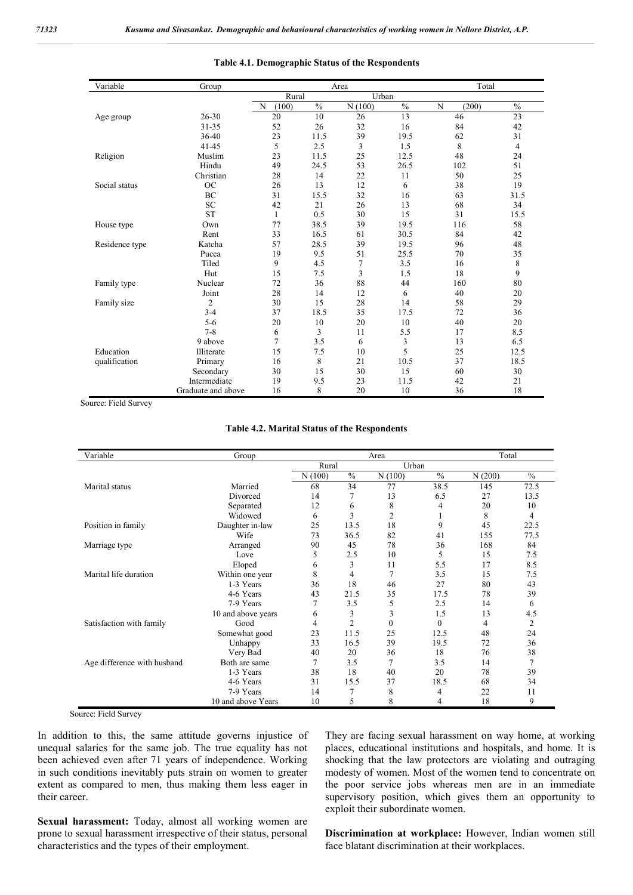**Table 4.1. Demographic Status of the Respondents**

| Variable | Group | Area | | | | Total | |
|---|---|---|---|---|---|---|---|
| | | Rural | | Urban | | | |
| | | N (100) | % | N (100) | % | N (200) | % |
| Age group | 26-30 | 20 | 10 | 26 | 13 | 46 | 23 |
| | 31-35 | 52 | 26 | 32 | 16 | 84 | 42 |
| | 36-40 | 23 | 11.5 | 39 | 19.5 | 62 | 31 |
| | 41-45 | 5 | 2.5 | 3 | 1.5 | 8 | 4 |
| Religion | Muslim | 23 | 11.5 | 25 | 12.5 | 48 | 24 |
| | Hindu | 49 | 24.5 | 53 | 26.5 | 102 | 51 |
| | Christian | 28 | 14 | 22 | 11 | 50 | 25 |
| Social status | OC | 26 | 13 | 12 | 6 | 38 | 19 |
| | BC | 31 | 15.5 | 32 | 16 | 63 | 31.5 |
| | SC | 42 | 21 | 26 | 13 | 68 | 34 |
| | ST | 1 | 0.5 | 30 | 15 | 31 | 15.5 |
| House type | Own | 77 | 38.5 | 39 | 19.5 | 116 | 58 |
| | Rent | 33 | 16.5 | 61 | 30.5 | 84 | 42 |
| Residence type | Katcha | 57 | 28.5 | 39 | 19.5 | 96 | 48 |
| | Pucca | 19 | 9.5 | 51 | 25.5 | 70 | 35 |
| | Tiled | 9 | 4.5 | 7 | 3.5 | 16 | 8 |
| | Hut | 15 | 7.5 | 3 | 1.5 | 18 | 9 |
| Family type | Nuclear | 72 | 36 | 88 | 44 | 160 | 80 |
| | Joint | 28 | 14 | 12 | 6 | 40 | 20 |
| Family size | 2 | 30 | 15 | 28 | 14 | 58 | 29 |
| | 3-4 | 37 | 18.5 | 35 | 17.5 | 72 | 36 |
| | 5-6 | 20 | 10 | 20 | 10 | 40 | 20 |
| | 7-8 | 6 | 3 | 11 | 5.5 | 17 | 8.5 |
| | 9 above | 7 | 3.5 | 6 | 3 | 13 | 6.5 |
| Education qualification | Illiterate | 15 | 7.5 | 10 | 5 | 25 | 12.5 |
| | Primary | 16 | 8 | 21 | 10.5 | 37 | 18.5 |
| | Secondary | 30 | 15 | 30 | 15 | 60 | 30 |
| | Intermediate | 19 | 9.5 | 23 | 11.5 | 42 | 21 |
| | Graduate and above | 16 | 8 | 20 | 10 | 36 | 18 |

Source: Field Survey

**Table 4.2. Marital Status of the Respondents**

| Variable | Group | Area | | | | Total | |
|---|---|---|---|---|---|---|---|
| | | Rural | | Urban | | | |
| | | N (100) | % | N (100) | % | N (200) | % |
| Marital status | Married | 68 | 34 | 77 | 38.5 | 145 | 72.5 |
| | Divorced | 14 | 7 | 13 | 6.5 | 27 | 13.5 |
| | Separated | 12 | 6 | 8 | 4 | 20 | 10 |
| | Widowed | 6 | 3 | 2 | 1 | 8 | 4 |
| Position in family | Daughter in-law | 25 | 13.5 | 18 | 9 | 45 | 22.5 |
| | Wife | 73 | 36.5 | 82 | 41 | 155 | 77.5 |
| Marriage type | Arranged | 90 | 45 | 78 | 36 | 168 | 84 |
| | Love | 5 | 2.5 | 10 | 5 | 15 | 7.5 |
| | Eloped | 6 | 3 | 11 | 5.5 | 17 | 8.5 |
| Marital life duration | Within one year | 8 | 4 | 7 | 3.5 | 15 | 7.5 |
| | 1-3 Years | 36 | 18 | 46 | 27 | 80 | 43 |
| | 4-6 Years | 43 | 21.5 | 35 | 17.5 | 78 | 39 |
| | 7-9 Years | 7 | 3.5 | 5 | 2.5 | 14 | 6 |
| | 10 and above years | 6 | 3 | 3 | 1.5 | 13 | 4.5 |
| Satisfaction with family | Good | 4 | 2 | 0 | 0 | 4 | 2 |
| | Somewhat good | 23 | 11.5 | 25 | 12.5 | 48 | 24 |
| | Unhappy | 33 | 16.5 | 39 | 19.5 | 72 | 36 |
| | Very Bad | 40 | 20 | 36 | 18 | 76 | 38 |
| Age difference with husband | Both are same | 7 | 3.5 | 7 | 3.5 | 14 | 7 |
| | 1-3 Years | 38 | 18 | 40 | 20 | 78 | 39 |
| | 4-6 Years | 31 | 15.5 | 37 | 18.5 | 68 | 34 |
| | 7-9 Years | 14 | 7 | 8 | 4 | 22 | 11 |
| | 10 and above Years | 10 | 5 | 8 | 4 | 18 | 9 |

Source: Field Survey

In addition to this, the same attitude governs injustice of unequal salaries for the same job. The true equality has not been achieved even after 71 years of independence. Working in such conditions inevitably puts strain on women to greater extent as compared to men, thus making them less eager in their career.

**Sexual harassment:** Today, almost all working women are prone to sexual harassment irrespective of their status, personal characteristics and the types of their employment.

They are facing sexual harassment on way home, at working places, educational institutions and hospitals, and home. It is shocking that the law protectors are violating and outraging modesty of women. Most of the women tend to concentrate on the poor service jobs whereas men are in an immediate supervisory position, which gives them an opportunity to exploit their subordinate women.

**Discrimination at workplace:** However, Indian women still face blatant discrimination at their workplaces.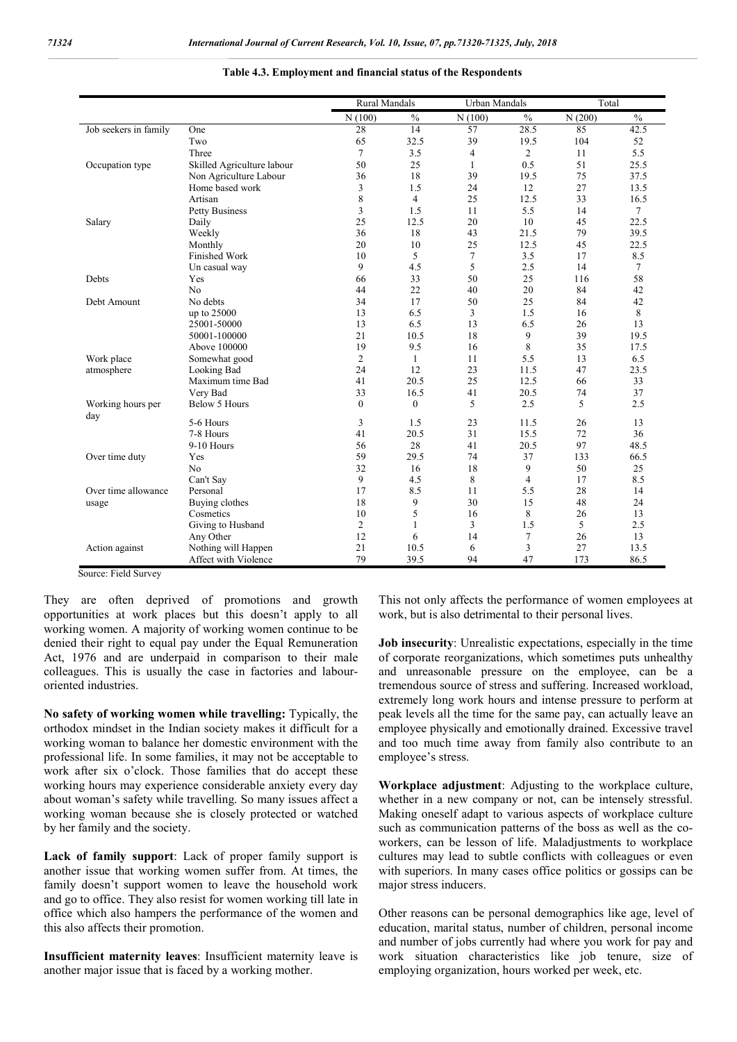**Table 4.3. Employment and financial status of the Respondents**

| | | Rural Mandals | | Urban Mandals | | Total | |
|---|---|---|---|---|---|---|---|
| | | N (100) | % | N (100) | % | N (200) | % |
| Job seekers in family | One | 28 | 14 | 57 | 28.5 | 85 | 42.5 |
| | Two | 65 | 32.5 | 39 | 19.5 | 104 | 52 |
| | Three | 7 | 3.5 | 4 | 2 | 11 | 5.5 |
| Occupation type | Skilled Agriculture labour | 50 | 25 | 1 | 0.5 | 51 | 25.5 |
| | Non Agriculture Labour | 36 | 18 | 39 | 19.5 | 75 | 37.5 |
| | Home based work | 3 | 1.5 | 24 | 12 | 27 | 13.5 |
| | Artisan | 8 | 4 | 25 | 12.5 | 33 | 16.5 |
| | Petty Business | 3 | 1.5 | 11 | 5.5 | 14 | 7 |
| Salary | Daily | 25 | 12.5 | 20 | 10 | 45 | 22.5 |
| | Weekly | 36 | 18 | 43 | 21.5 | 79 | 39.5 |
| | Monthly | 20 | 10 | 25 | 12.5 | 45 | 22.5 |
| | Finished Work | 10 | 5 | 7 | 3.5 | 17 | 8.5 |
| | Un casual way | 9 | 4.5 | 5 | 2.5 | 14 | 7 |
| Debts | Yes | 66 | 33 | 50 | 25 | 116 | 58 |
| | No | 44 | 22 | 40 | 20 | 84 | 42 |
| Debt Amount | No debts | 34 | 17 | 50 | 25 | 84 | 42 |
| | up to 25000 | 13 | 6.5 | 3 | 1.5 | 16 | 8 |
| | 25001-50000 | 13 | 6.5 | 13 | 6.5 | 26 | 13 |
| | 50001-100000 | 21 | 10.5 | 18 | 9 | 39 | 19.5 |
| | Above 100000 | 19 | 9.5 | 16 | 8 | 35 | 17.5 |
| Work place atmosphere | Somewhat good | 2 | 1 | 11 | 5.5 | 13 | 6.5 |
| | Looking Bad | 24 | 12 | 23 | 11.5 | 47 | 23.5 |
| | Maximum time Bad | 41 | 20.5 | 25 | 12.5 | 66 | 33 |
| | Very Bad | 33 | 16.5 | 41 | 20.5 | 74 | 37 |
| Working hours per day | Below 5 Hours | 0 | 0 | 5 | 2.5 | 5 | 2.5 |
| | 5-6 Hours | 3 | 1.5 | 23 | 11.5 | 26 | 13 |
| | 7-8 Hours | 41 | 20.5 | 31 | 15.5 | 72 | 36 |
| | 9-10 Hours | 56 | 28 | 41 | 20.5 | 97 | 48.5 |
| Over time duty | Yes | 59 | 29.5 | 74 | 37 | 133 | 66.5 |
| | No | 32 | 16 | 18 | 9 | 50 | 25 |
| | Can't Say | 9 | 4.5 | 8 | 4 | 17 | 8.5 |
| Over time allowance usage | Personal | 17 | 8.5 | 11 | 5.5 | 28 | 14 |
| | Buying clothes | 18 | 9 | 30 | 15 | 48 | 24 |
| | Cosmetics | 10 | 5 | 16 | 8 | 26 | 13 |
| | Giving to Husband | 2 | 1 | 3 | 1.5 | 5 | 2.5 |
| | Any Other | 12 | 6 | 14 | 7 | 26 | 13 |
| Action against | Nothing will Happen | 21 | 10.5 | 6 | 3 | 27 | 13.5 |
| | Affect with Violence | 79 | 39.5 | 94 | 47 | 173 | 86.5 |

Source: Field Survey

They are often deprived of promotions and growth opportunities at work places but this doesn't apply to all working women. A majority of working women continue to be denied their right to equal pay under the Equal Remuneration Act, 1976 and are underpaid in comparison to their male colleagues. This is usually the case in factories and labour-oriented industries.

**No safety of working women while travelling:** Typically, the orthodox mindset in the Indian society makes it difficult for a working woman to balance her domestic environment with the professional life. In some families, it may not be acceptable to work after six o'clock. Those families that do accept these working hours may experience considerable anxiety every day about woman's safety while travelling. So many issues affect a working woman because she is closely protected or watched by her family and the society.

**Lack of family support**: Lack of proper family support is another issue that working women suffer from. At times, the family doesn't support women to leave the household work and go to office. They also resist for women working till late in office which also hampers the performance of the women and this also affects their promotion.

**Insufficient maternity leaves**: Insufficient maternity leave is another major issue that is faced by a working mother.

This not only affects the performance of women employees at work, but is also detrimental to their personal lives.

**Job insecurity**: Unrealistic expectations, especially in the time of corporate reorganizations, which sometimes puts unhealthy and unreasonable pressure on the employee, can be a tremendous source of stress and suffering. Increased workload, extremely long work hours and intense pressure to perform at peak levels all the time for the same pay, can actually leave an employee physically and emotionally drained. Excessive travel and too much time away from family also contribute to an employee's stress.

**Workplace adjustment**: Adjusting to the workplace culture, whether in a new company or not, can be intensely stressful. Making oneself adapt to various aspects of workplace culture such as communication patterns of the boss as well as the co-workers, can be lesson of life. Maladjustments to workplace cultures may lead to subtle conflicts with colleagues or even with superiors. In many cases office politics or gossips can be major stress inducers.

Other reasons can be personal demographics like age, level of education, marital status, number of children, personal income and number of jobs currently had where you work for pay and work situation characteristics like job tenure, size of employing organization, hours worked per week, etc.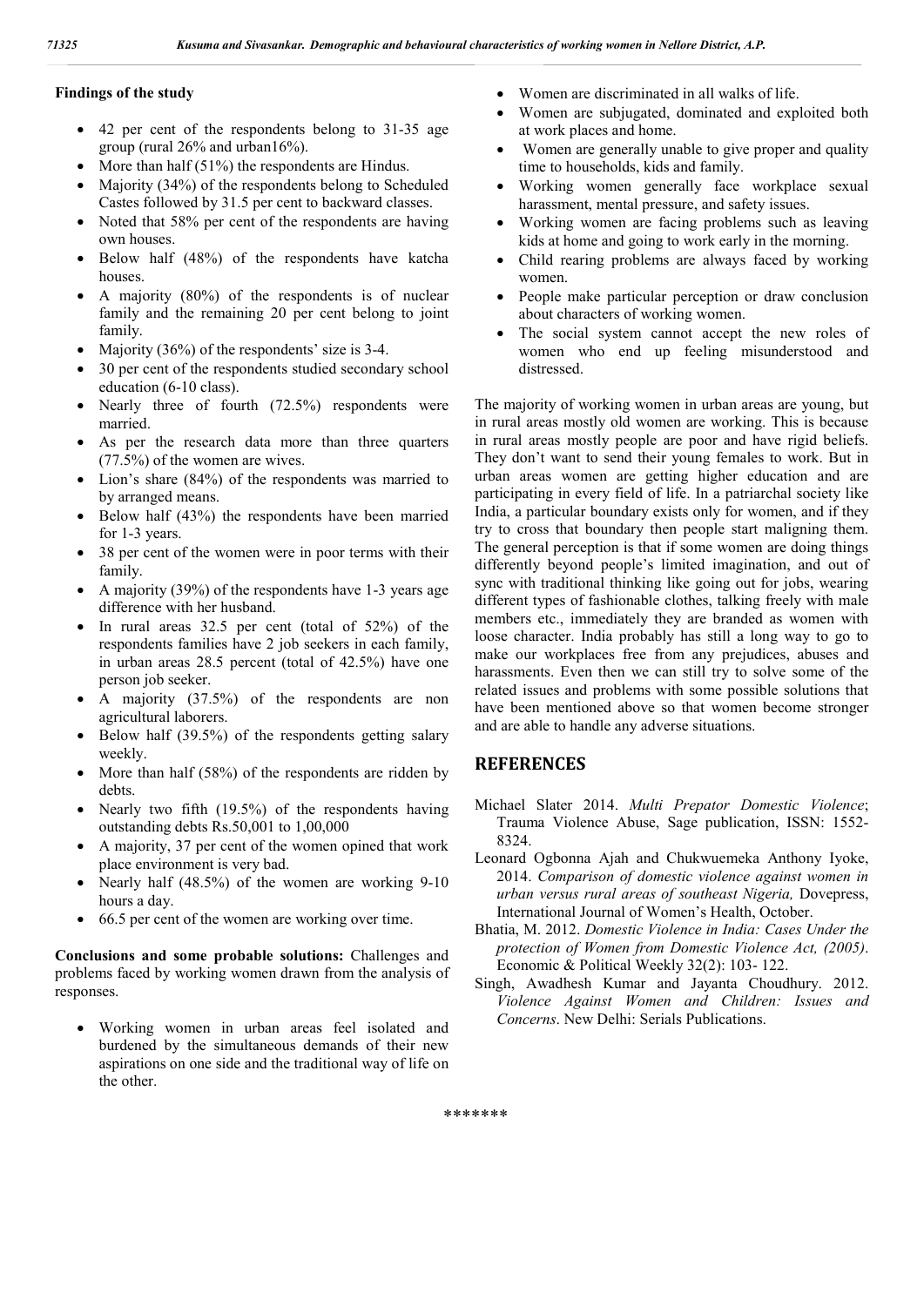**Findings of the study**

- 42 per cent of the respondents belong to 31-35 age group (rural 26% and urban16%).
- More than half (51%) the respondents are Hindus.
- Majority (34%) of the respondents belong to Scheduled Castes followed by 31.5 per cent to backward classes.
- Noted that 58% per cent of the respondents are having own houses.
- Below half (48%) of the respondents have katcha houses.
- A majority (80%) of the respondents is of nuclear family and the remaining 20 per cent belong to joint family.
- Majority (36%) of the respondents' size is 3-4.
- 30 per cent of the respondents studied secondary school education (6-10 class).
- Nearly three of fourth (72.5%) respondents were married.
- As per the research data more than three quarters (77.5%) of the women are wives.
- Lion's share (84%) of the respondents was married to by arranged means.
- Below half (43%) the respondents have been married for 1-3 years.
- 38 per cent of the women were in poor terms with their family.
- A majority (39%) of the respondents have 1-3 years age difference with her husband.
- In rural areas 32.5 per cent (total of 52%) of the respondents families have 2 job seekers in each family, in urban areas 28.5 percent (total of 42.5%) have one person job seeker.
- A majority (37.5%) of the respondents are non agricultural laborers.
- Below half (39.5%) of the respondents getting salary weekly.
- More than half (58%) of the respondents are ridden by debts.
- Nearly two fifth (19.5%) of the respondents having outstanding debts Rs.50,001 to 1,00,000
- A majority, 37 per cent of the women opined that work place environment is very bad.
- Nearly half (48.5%) of the women are working 9-10 hours a day.
- 66.5 per cent of the women are working over time.

**Conclusions and some probable solutions:** Challenges and problems faced by working women drawn from the analysis of responses.

- Working women in urban areas feel isolated and burdened by the simultaneous demands of their new aspirations on one side and the traditional way of life on the other.
- Women are discriminated in all walks of life.
- Women are subjugated, dominated and exploited both at work places and home.
- Women are generally unable to give proper and quality time to households, kids and family.
- Working women generally face workplace sexual harassment, mental pressure, and safety issues.
- Working women are facing problems such as leaving kids at home and going to work early in the morning.
- Child rearing problems are always faced by working women.
- People make particular perception or draw conclusion about characters of working women.
- The social system cannot accept the new roles of women who end up feeling misunderstood and distressed.

The majority of working women in urban areas are young, but in rural areas mostly old women are working. This is because in rural areas mostly people are poor and have rigid beliefs. They don't want to send their young females to work. But in urban areas women are getting higher education and are participating in every field of life. In a patriarchal society like India, a particular boundary exists only for women, and if they try to cross that boundary then people start maligning them. The general perception is that if some women are doing things differently beyond people's limited imagination, and out of sync with traditional thinking like going out for jobs, wearing different types of fashionable clothes, talking freely with male members etc., immediately they are branded as women with loose character. India probably has still a long way to go to make our workplaces free from any prejudices, abuses and harassments. Even then we can still try to solve some of the related issues and problems with some possible solutions that have been mentioned above so that women become stronger and are able to handle any adverse situations.

## REFERENCES

Michael Slater 2014. *Multi Prepator Domestic Violence*; Trauma Violence Abuse, Sage publication, ISSN: 1552-8324.

Leonard Ogbonna Ajah and Chukwuemeka Anthony Iyoke, 2014. *Comparison of domestic violence against women in urban versus rural areas of southeast Nigeria,* Dovepress, International Journal of Women's Health, October.

Bhatia, M. 2012. *Domestic Violence in India: Cases Under the protection of Women from Domestic Violence Act, (2005)*. Economic & Political Weekly 32(2): 103- 122.

Singh, Awadhesh Kumar and Jayanta Choudhury. 2012. *Violence Against Women and Children: Issues and Concerns*. New Delhi: Serials Publications.

*******